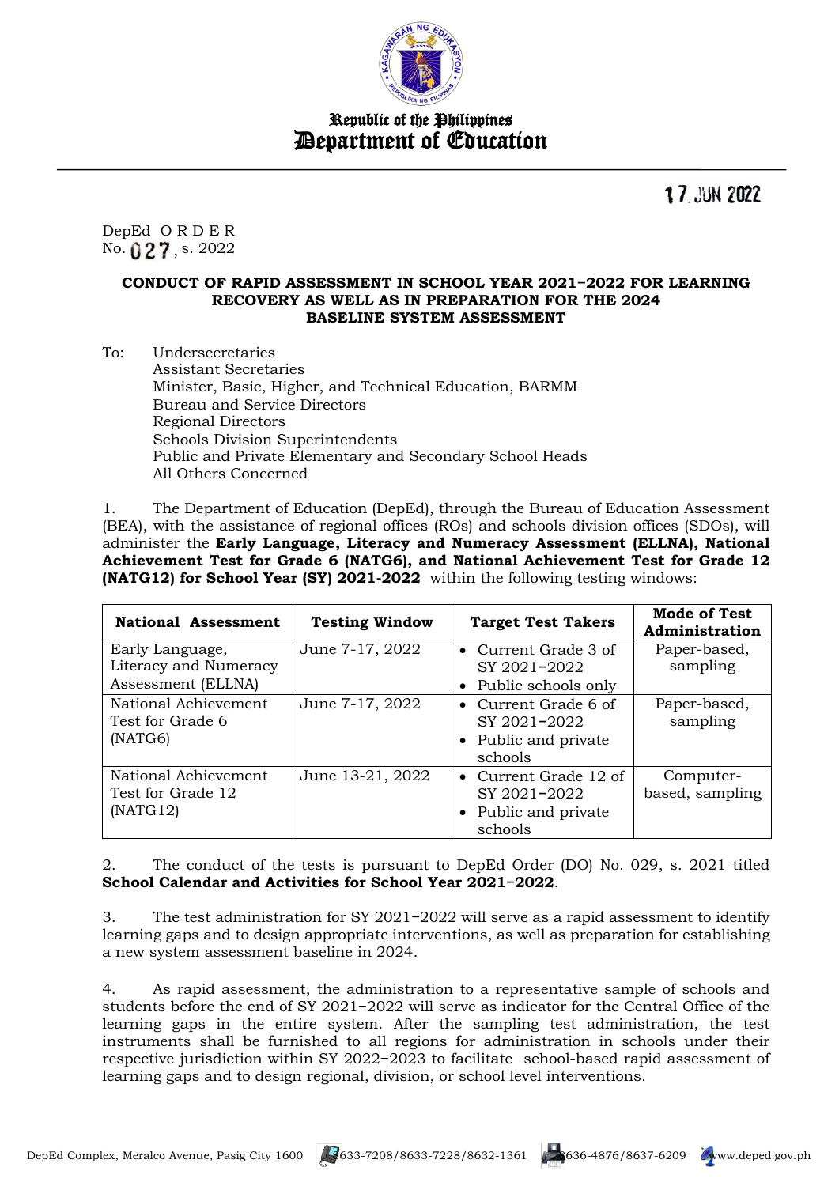Republic of the Philippines
**Department of Education**

17 JUN 2022

DepEd ORDER
No. 027, s. 2022

**CONDUCT OF RAPID ASSESSMENT IN SCHOOL YEAR 2021–2022 FOR LEARNING RECOVERY AS WELL AS IN PREPARATION FOR THE 2024 BASELINE SYSTEM ASSESSMENT**

To: Undersecretaries
Assistant Secretaries
Minister, Basic, Higher, and Technical Education, BARMM
Bureau and Service Directors
Regional Directors
Schools Division Superintendents
Public and Private Elementary and Secondary School Heads
All Others Concerned

1. The Department of Education (DepEd), through the Bureau of Education Assessment (BEA), with the assistance of regional offices (ROs) and schools division offices (SDOs), will administer the **Early Language, Literacy and Numeracy Assessment (ELLNA), National Achievement Test for Grade 6 (NATG6), and National Achievement Test for Grade 12 (NATG12) for School Year (SY) 2021-2022** within the following testing windows:

| National Assessment | Testing Window | Target Test Takers | Mode of Test Administration |
|---|---|---|---|
| Early Language, Literacy and Numeracy Assessment (ELLNA) | June 7-17, 2022 | • Current Grade 3 of SY 2021–2022<br>• Public schools only | Paper-based, sampling |
| National Achievement Test for Grade 6 (NATG6) | June 7-17, 2022 | • Current Grade 6 of SY 2021–2022<br>• Public and private schools | Paper-based, sampling |
| National Achievement Test for Grade 12 (NATG12) | June 13-21, 2022 | • Current Grade 12 of SY 2021–2022<br>• Public and private schools | Computer-based, sampling |

2. The conduct of the tests is pursuant to DepEd Order (DO) No. 029, s. 2021 titled **School Calendar and Activities for School Year 2021–2022**.

3. The test administration for SY 2021–2022 will serve as a rapid assessment to identify learning gaps and to design appropriate interventions, as well as preparation for establishing a new system assessment baseline in 2024.

4. As rapid assessment, the administration to a representative sample of schools and students before the end of SY 2021–2022 will serve as indicator for the Central Office of the learning gaps in the entire system. After the sampling test administration, the test instruments shall be furnished to all regions for administration in schools under their respective jurisdiction within SY 2022–2023 to facilitate school-based rapid assessment of learning gaps and to design regional, division, or school level interventions.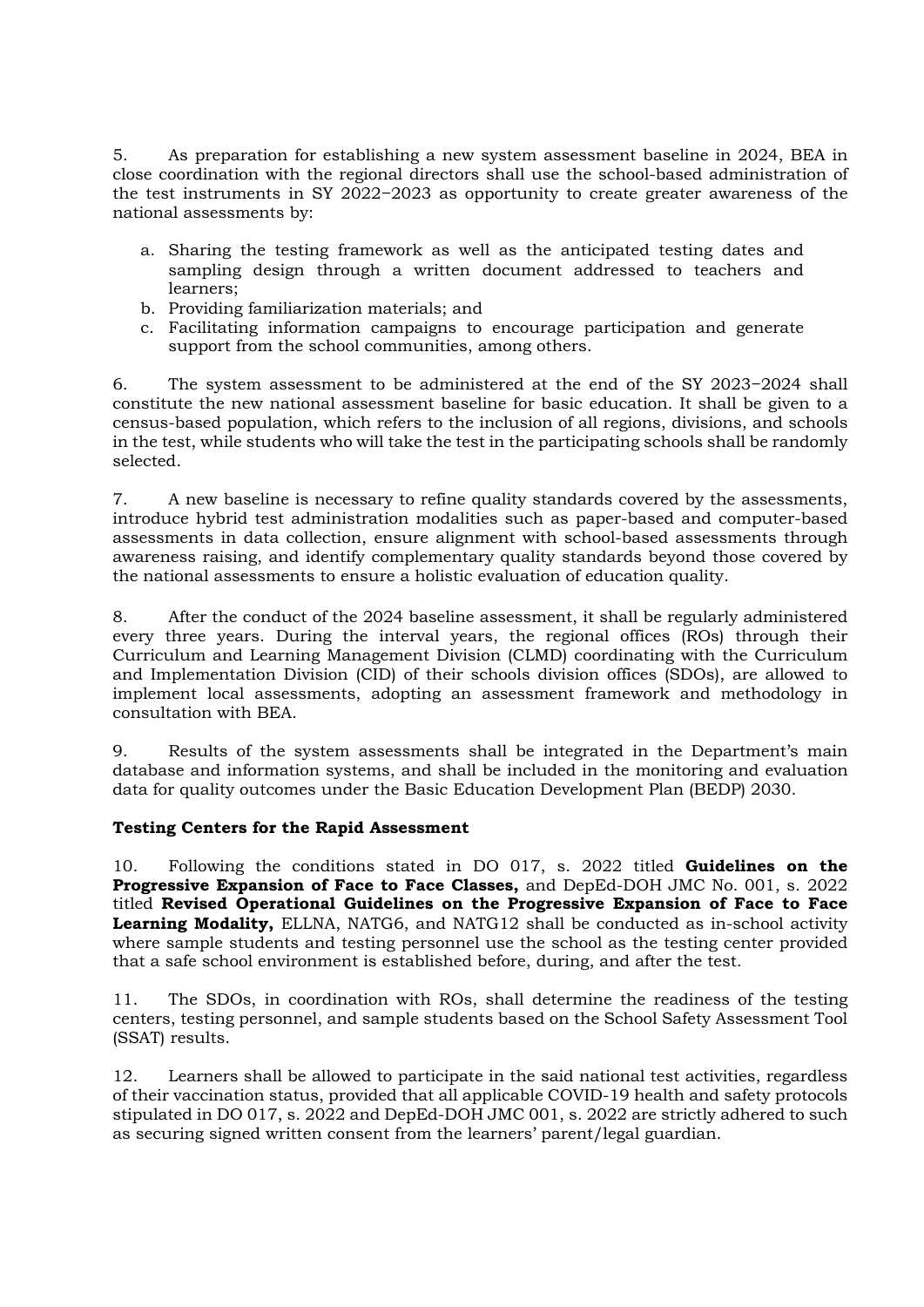5. As preparation for establishing a new system assessment baseline in 2024, BEA in close coordination with the regional directors shall use the school-based administration of the test instruments in SY 2022−2023 as opportunity to create greater awareness of the national assessments by:

a. Sharing the testing framework as well as the anticipated testing dates and sampling design through a written document addressed to teachers and learners;
b. Providing familiarization materials; and
c. Facilitating information campaigns to encourage participation and generate support from the school communities, among others.

6. The system assessment to be administered at the end of the SY 2023−2024 shall constitute the new national assessment baseline for basic education. It shall be given to a census-based population, which refers to the inclusion of all regions, divisions, and schools in the test, while students who will take the test in the participating schools shall be randomly selected.

7. A new baseline is necessary to refine quality standards covered by the assessments, introduce hybrid test administration modalities such as paper-based and computer-based assessments in data collection, ensure alignment with school-based assessments through awareness raising, and identify complementary quality standards beyond those covered by the national assessments to ensure a holistic evaluation of education quality.

8. After the conduct of the 2024 baseline assessment, it shall be regularly administered every three years. During the interval years, the regional offices (ROs) through their Curriculum and Learning Management Division (CLMD) coordinating with the Curriculum and Implementation Division (CID) of their schools division offices (SDOs), are allowed to implement local assessments, adopting an assessment framework and methodology in consultation with BEA.

9. Results of the system assessments shall be integrated in the Department's main database and information systems, and shall be included in the monitoring and evaluation data for quality outcomes under the Basic Education Development Plan (BEDP) 2030.

**Testing Centers for the Rapid Assessment**

10. Following the conditions stated in DO 017, s. 2022 titled **Guidelines on the Progressive Expansion of Face to Face Classes,** and DepEd-DOH JMC No. 001, s. 2022 titled **Revised Operational Guidelines on the Progressive Expansion of Face to Face Learning Modality,** ELLNA, NATG6, and NATG12 shall be conducted as in-school activity where sample students and testing personnel use the school as the testing center provided that a safe school environment is established before, during, and after the test.

11. The SDOs, in coordination with ROs, shall determine the readiness of the testing centers, testing personnel, and sample students based on the School Safety Assessment Tool (SSAT) results.

12. Learners shall be allowed to participate in the said national test activities, regardless of their vaccination status, provided that all applicable COVID-19 health and safety protocols stipulated in DO 017, s. 2022 and DepEd-DOH JMC 001, s. 2022 are strictly adhered to such as securing signed written consent from the learners' parent/legal guardian.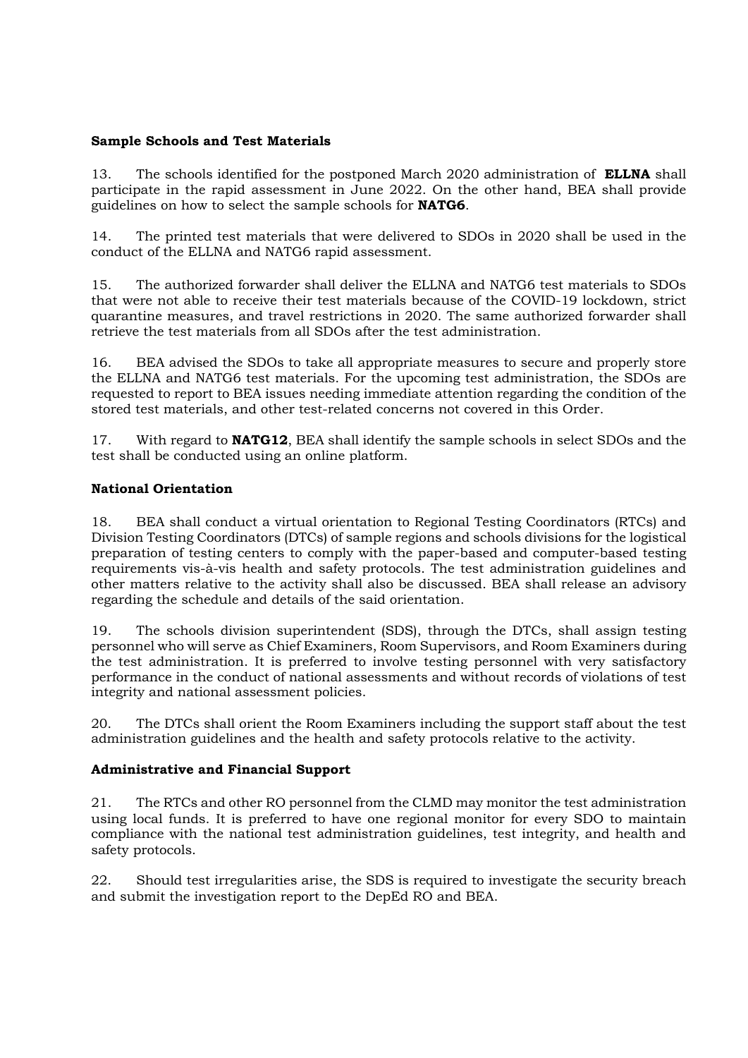**Sample Schools and Test Materials**

13. The schools identified for the postponed March 2020 administration of **ELLNA** shall participate in the rapid assessment in June 2022. On the other hand, BEA shall provide guidelines on how to select the sample schools for **NATG6**.

14. The printed test materials that were delivered to SDOs in 2020 shall be used in the conduct of the ELLNA and NATG6 rapid assessment.

15. The authorized forwarder shall deliver the ELLNA and NATG6 test materials to SDOs that were not able to receive their test materials because of the COVID-19 lockdown, strict quarantine measures, and travel restrictions in 2020. The same authorized forwarder shall retrieve the test materials from all SDOs after the test administration.

16. BEA advised the SDOs to take all appropriate measures to secure and properly store the ELLNA and NATG6 test materials. For the upcoming test administration, the SDOs are requested to report to BEA issues needing immediate attention regarding the condition of the stored test materials, and other test-related concerns not covered in this Order.

17. With regard to **NATG12**, BEA shall identify the sample schools in select SDOs and the test shall be conducted using an online platform.

**National Orientation**

18. BEA shall conduct a virtual orientation to Regional Testing Coordinators (RTCs) and Division Testing Coordinators (DTCs) of sample regions and schools divisions for the logistical preparation of testing centers to comply with the paper-based and computer-based testing requirements vis-à-vis health and safety protocols. The test administration guidelines and other matters relative to the activity shall also be discussed. BEA shall release an advisory regarding the schedule and details of the said orientation.

19. The schools division superintendent (SDS), through the DTCs, shall assign testing personnel who will serve as Chief Examiners, Room Supervisors, and Room Examiners during the test administration. It is preferred to involve testing personnel with very satisfactory performance in the conduct of national assessments and without records of violations of test integrity and national assessment policies.

20. The DTCs shall orient the Room Examiners including the support staff about the test administration guidelines and the health and safety protocols relative to the activity.

**Administrative and Financial Support**

21. The RTCs and other RO personnel from the CLMD may monitor the test administration using local funds. It is preferred to have one regional monitor for every SDO to maintain compliance with the national test administration guidelines, test integrity, and health and safety protocols.

22. Should test irregularities arise, the SDS is required to investigate the security breach and submit the investigation report to the DepEd RO and BEA.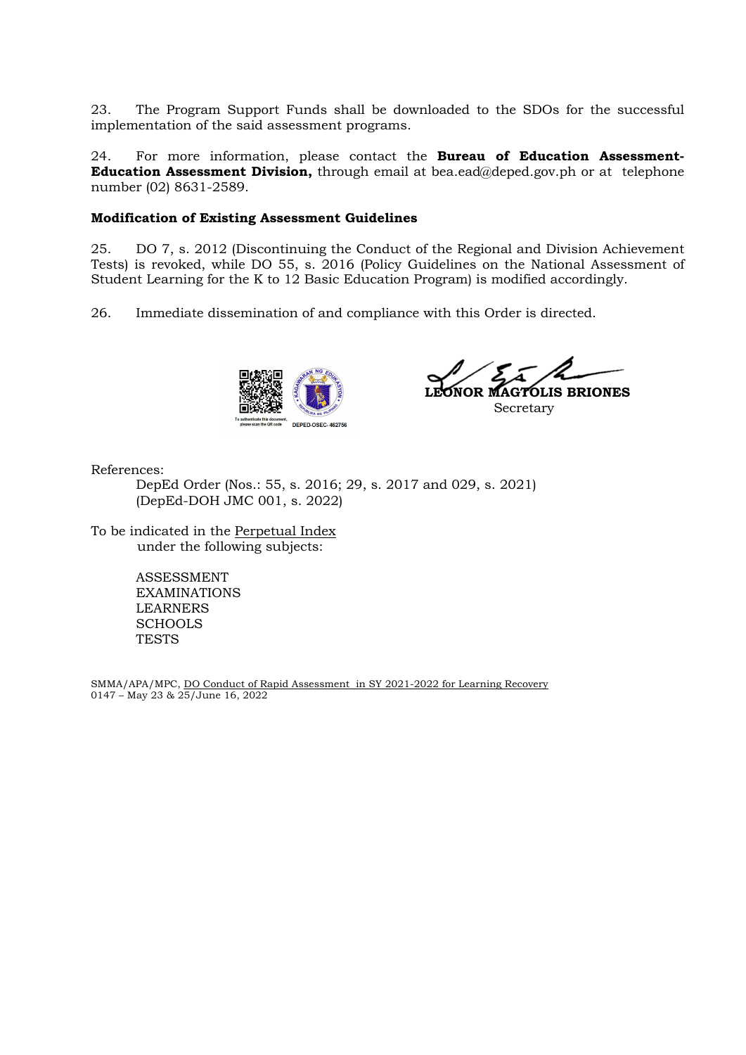23. The Program Support Funds shall be downloaded to the SDOs for the successful implementation of the said assessment programs.

24. For more information, please contact the **Bureau of Education Assessment-Education Assessment Division,** through email at bea.ead@deped.gov.ph or at telephone number (02) 8631-2589.

**Modification of Existing Assessment Guidelines**

25. DO 7, s. 2012 (Discontinuing the Conduct of the Regional and Division Achievement Tests) is revoked, while DO 55, s. 2016 (Policy Guidelines on the National Assessment of Student Learning for the K to 12 Basic Education Program) is modified accordingly.

26. Immediate dissemination of and compliance with this Order is directed.

To authenticate this document, please scan the QR code

DEPED-OSEC- 462756

**LEONOR MAGTOLIS BRIONES**
Secretary

References:

DepEd Order (Nos.: 55, s. 2016; 29, s. 2017 and 029, s. 2021)
(DepEd-DOH JMC 001, s. 2022)

To be indicated in the Perpetual Index under the following subjects:

ASSESSMENT
EXAMINATIONS
LEARNERS
SCHOOLS
TESTS

SMMA/APA/MPC, DO Conduct of Rapid Assessment in SY 2021-2022 for Learning Recovery
0147 – May 23 & 25/June 16, 2022